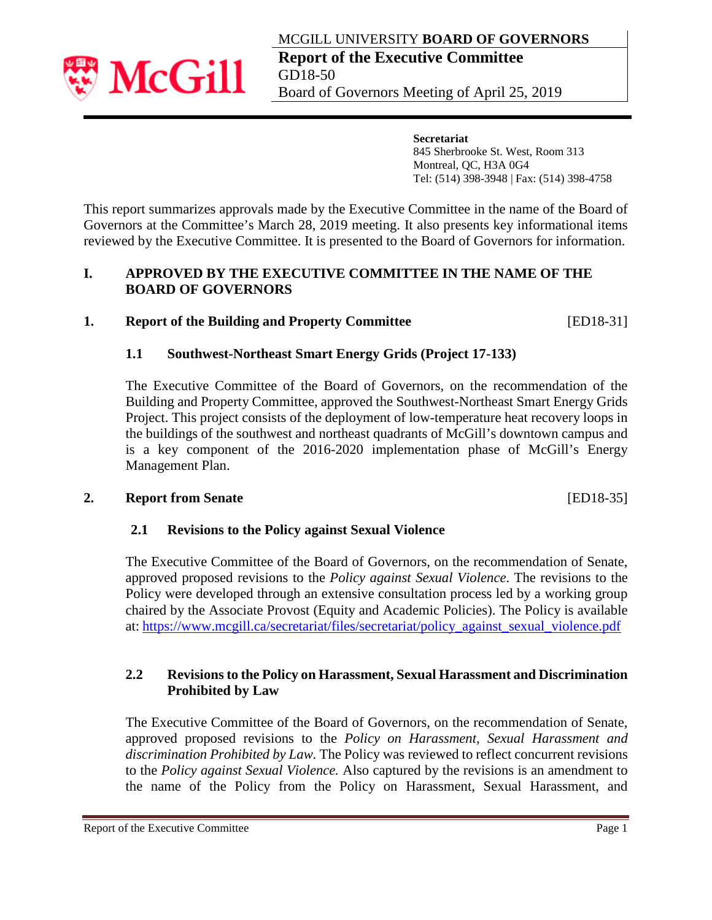MCGILL UNIVERSITY **BOARD OF GOVERNORS**

**Report of the Executive Committee**

GD18-50

Board of Governors Meeting of April 25, 2019

**Secretariat**
845 Sherbrooke St. West, Room 313
Montreal, QC, H3A 0G4
Tel: (514) 398-3948 | Fax: (514) 398-4758

This report summarizes approvals made by the Executive Committee in the name of the Board of Governors at the Committee's March 28, 2019 meeting. It also presents key informational items reviewed by the Executive Committee. It is presented to the Board of Governors for information.

## I. APPROVED BY THE EXECUTIVE COMMITTEE IN THE NAME OF THE BOARD OF GOVERNORS

### 1. Report of the Building and Property Committee [ED18-31]

#### 1.1 Southwest-Northeast Smart Energy Grids (Project 17-133)

The Executive Committee of the Board of Governors, on the recommendation of the Building and Property Committee, approved the Southwest-Northeast Smart Energy Grids Project. This project consists of the deployment of low-temperature heat recovery loops in the buildings of the southwest and northeast quadrants of McGill's downtown campus and is a key component of the 2016-2020 implementation phase of McGill's Energy Management Plan.

### 2. Report from Senate [ED18-35]

#### 2.1 Revisions to the Policy against Sexual Violence

The Executive Committee of the Board of Governors, on the recommendation of Senate, approved proposed revisions to the *Policy against Sexual Violence*. The revisions to the Policy were developed through an extensive consultation process led by a working group chaired by the Associate Provost (Equity and Academic Policies). The Policy is available at: https://www.mcgill.ca/secretariat/files/secretariat/policy_against_sexual_violence.pdf

#### 2.2 Revisions to the Policy on Harassment, Sexual Harassment and Discrimination Prohibited by Law

The Executive Committee of the Board of Governors, on the recommendation of Senate, approved proposed revisions to the *Policy on Harassment, Sexual Harassment and discrimination Prohibited by Law*. The Policy was reviewed to reflect concurrent revisions to the *Policy against Sexual Violence.* Also captured by the revisions is an amendment to the name of the Policy from the Policy on Harassment, Sexual Harassment, and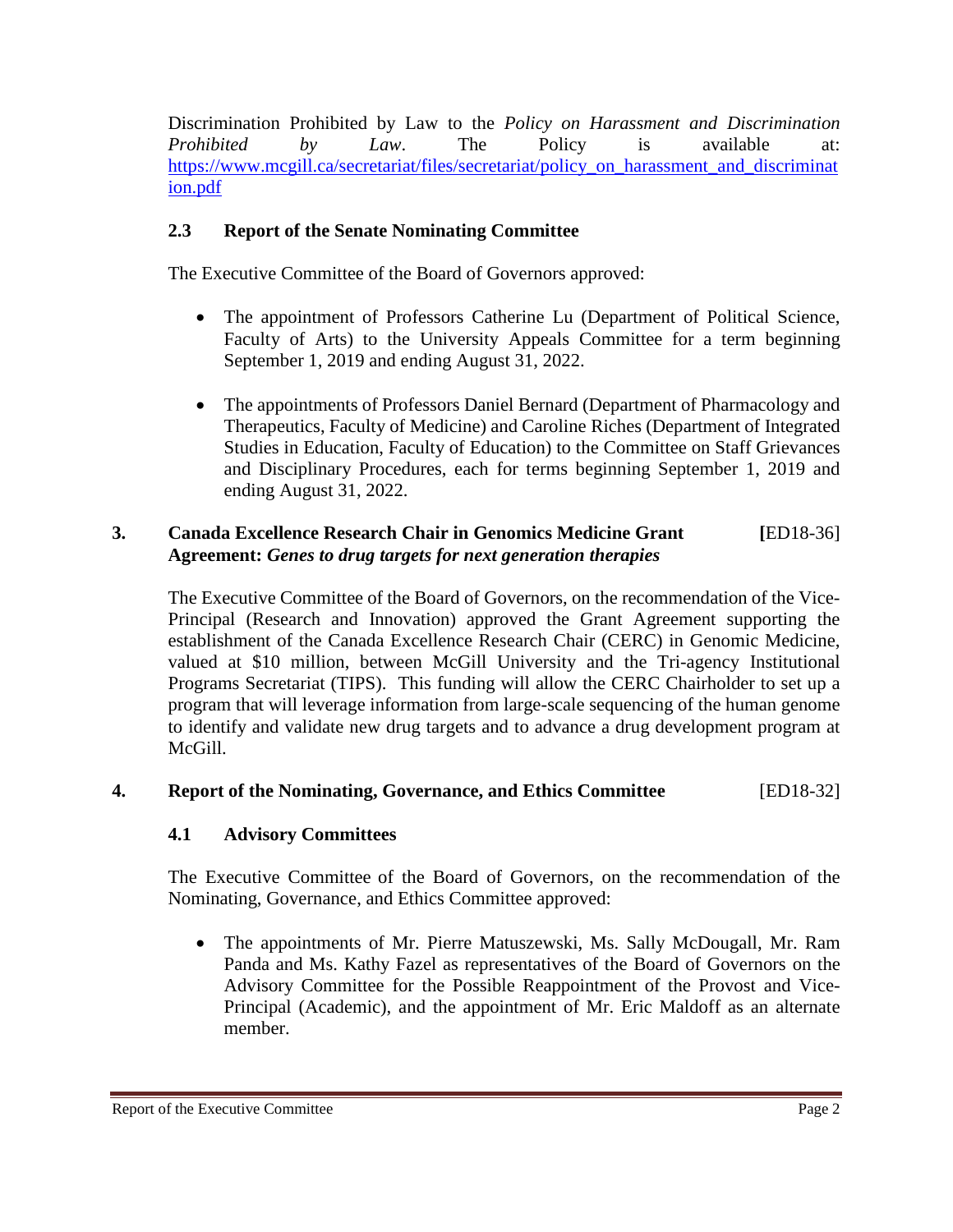Discrimination Prohibited by Law to the *Policy on Harassment and Discrimination Prohibited by Law*. The Policy is available at: [https://www.mcgill.ca/secretariat/files/secretariat/policy_on_harassment_and_discrimination.pdf](https://www.mcgill.ca/secretariat/files/secretariat/policy_on_harassment_and_discrimination.pdf)

### 2.3 Report of the Senate Nominating Committee

The Executive Committee of the Board of Governors approved:

- The appointment of Professors Catherine Lu (Department of Political Science, Faculty of Arts) to the University Appeals Committee for a term beginning September 1, 2019 and ending August 31, 2022.

- The appointments of Professors Daniel Bernard (Department of Pharmacology and Therapeutics, Faculty of Medicine) and Caroline Riches (Department of Integrated Studies in Education, Faculty of Education) to the Committee on Staff Grievances and Disciplinary Procedures, each for terms beginning September 1, 2019 and ending August 31, 2022.

## 3. Canada Excellence Research Chair in Genomics Medicine Grant Agreement: *Genes to drug targets for next generation therapies* [ED18-36]

The Executive Committee of the Board of Governors, on the recommendation of the Vice-Principal (Research and Innovation) approved the Grant Agreement supporting the establishment of the Canada Excellence Research Chair (CERC) in Genomic Medicine, valued at $10 million, between McGill University and the Tri-agency Institutional Programs Secretariat (TIPS). This funding will allow the CERC Chairholder to set up a program that will leverage information from large-scale sequencing of the human genome to identify and validate new drug targets and to advance a drug development program at McGill.

## 4. Report of the Nominating, Governance, and Ethics Committee [ED18-32]

### 4.1 Advisory Committees

The Executive Committee of the Board of Governors, on the recommendation of the Nominating, Governance, and Ethics Committee approved:

- The appointments of Mr. Pierre Matuszewski, Ms. Sally McDougall, Mr. Ram Panda and Ms. Kathy Fazel as representatives of the Board of Governors on the Advisory Committee for the Possible Reappointment of the Provost and Vice-Principal (Academic), and the appointment of Mr. Eric Maldoff as an alternate member.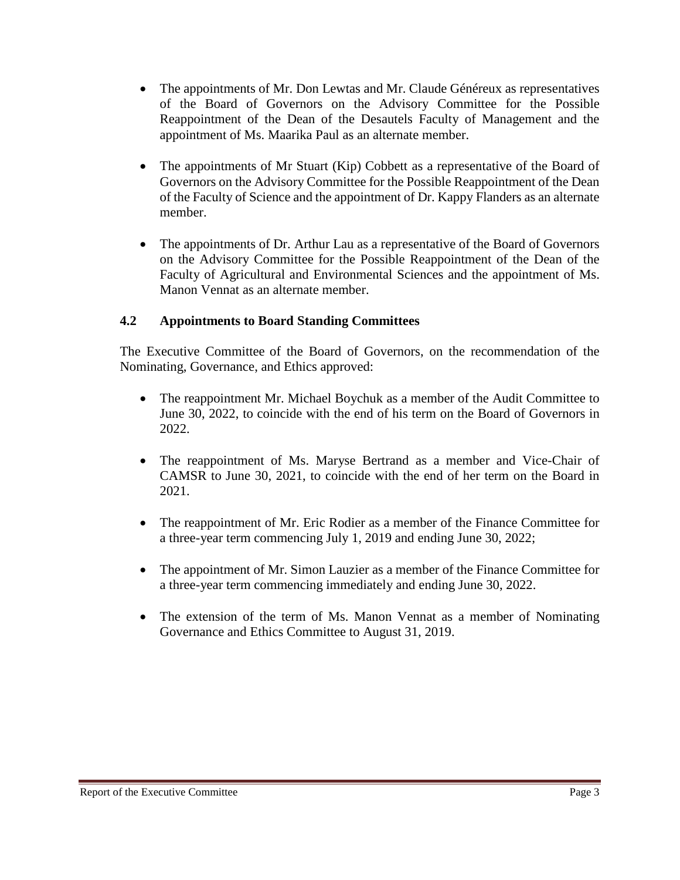- The appointments of Mr. Don Lewtas and Mr. Claude Généreux as representatives of the Board of Governors on the Advisory Committee for the Possible Reappointment of the Dean of the Desautels Faculty of Management and the appointment of Ms. Maarika Paul as an alternate member.

- The appointments of Mr Stuart (Kip) Cobbett as a representative of the Board of Governors on the Advisory Committee for the Possible Reappointment of the Dean of the Faculty of Science and the appointment of Dr. Kappy Flanders as an alternate member.

- The appointments of Dr. Arthur Lau as a representative of the Board of Governors on the Advisory Committee for the Possible Reappointment of the Dean of the Faculty of Agricultural and Environmental Sciences and the appointment of Ms. Manon Vennat as an alternate member.

### 4.2 Appointments to Board Standing Committees

The Executive Committee of the Board of Governors, on the recommendation of the Nominating, Governance, and Ethics approved:

- The reappointment Mr. Michael Boychuk as a member of the Audit Committee to June 30, 2022, to coincide with the end of his term on the Board of Governors in 2022.

- The reappointment of Ms. Maryse Bertrand as a member and Vice-Chair of CAMSR to June 30, 2021, to coincide with the end of her term on the Board in 2021.

- The reappointment of Mr. Eric Rodier as a member of the Finance Committee for a three-year term commencing July 1, 2019 and ending June 30, 2022;

- The appointment of Mr. Simon Lauzier as a member of the Finance Committee for a three-year term commencing immediately and ending June 30, 2022.

- The extension of the term of Ms. Manon Vennat as a member of Nominating Governance and Ethics Committee to August 31, 2019.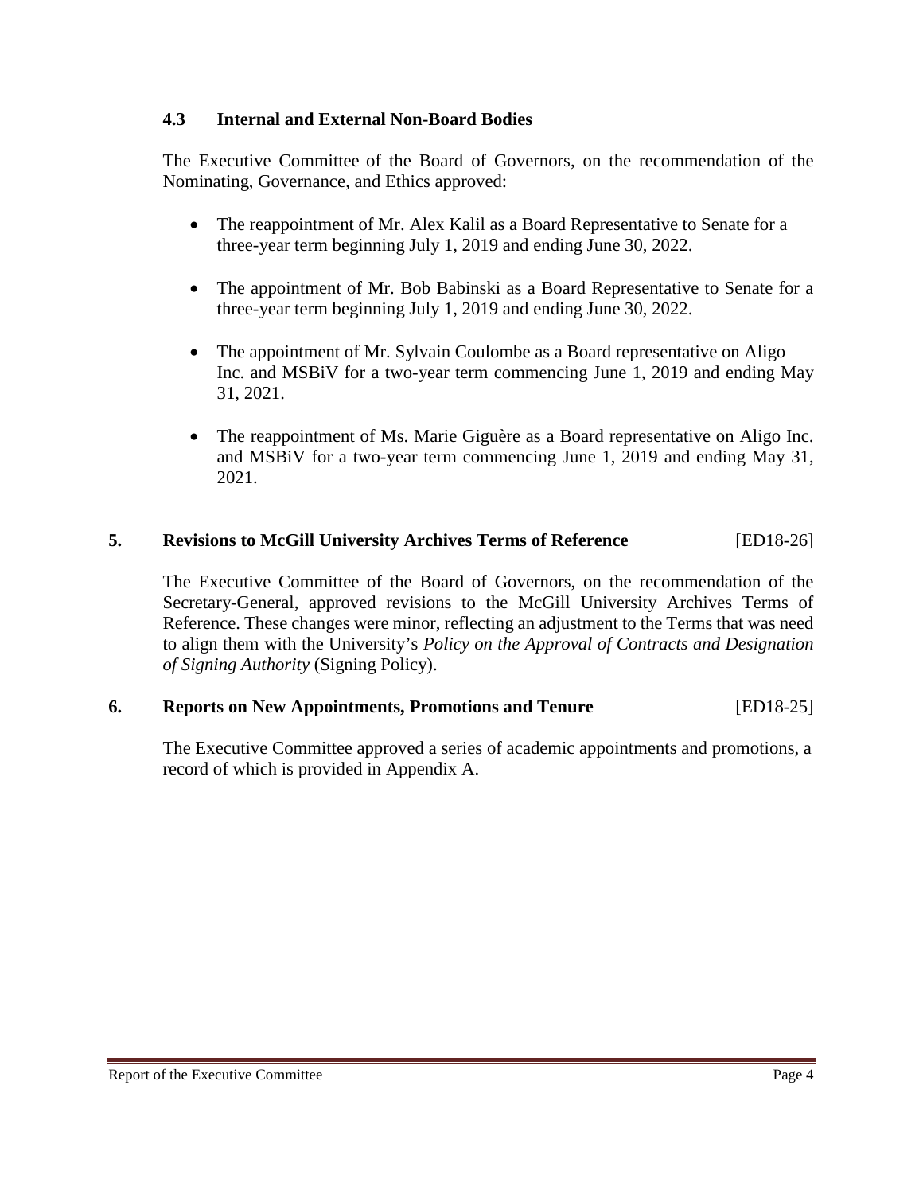### 4.3 Internal and External Non-Board Bodies

The Executive Committee of the Board of Governors, on the recommendation of the Nominating, Governance, and Ethics approved:

- The reappointment of Mr. Alex Kalil as a Board Representative to Senate for a three-year term beginning July 1, 2019 and ending June 30, 2022.
- The appointment of Mr. Bob Babinski as a Board Representative to Senate for a three-year term beginning July 1, 2019 and ending June 30, 2022.
- The appointment of Mr. Sylvain Coulombe as a Board representative on Aligo Inc. and MSBiV for a two-year term commencing June 1, 2019 and ending May 31, 2021.
- The reappointment of Ms. Marie Giguère as a Board representative on Aligo Inc. and MSBiV for a two-year term commencing June 1, 2019 and ending May 31, 2021.

## 5. Revisions to McGill University Archives Terms of Reference [ED18-26]

The Executive Committee of the Board of Governors, on the recommendation of the Secretary-General, approved revisions to the McGill University Archives Terms of Reference. These changes were minor, reflecting an adjustment to the Terms that was need to align them with the University's *Policy on the Approval of Contracts and Designation of Signing Authority* (Signing Policy).

## 6. Reports on New Appointments, Promotions and Tenure [ED18-25]

The Executive Committee approved a series of academic appointments and promotions, a record of which is provided in Appendix A.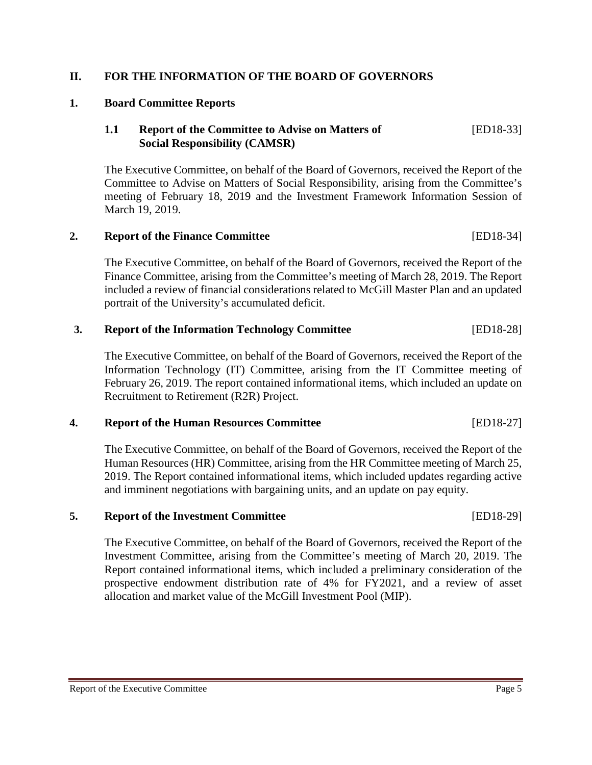## II. FOR THE INFORMATION OF THE BOARD OF GOVERNORS

### 1. Board Committee Reports

#### 1.1 Report of the Committee to Advise on Matters of Social Responsibility (CAMSR) [ED18-33]

The Executive Committee, on behalf of the Board of Governors, received the Report of the Committee to Advise on Matters of Social Responsibility, arising from the Committee's meeting of February 18, 2019 and the Investment Framework Information Session of March 19, 2019.

### 2. Report of the Finance Committee [ED18-34]

The Executive Committee, on behalf of the Board of Governors, received the Report of the Finance Committee, arising from the Committee's meeting of March 28, 2019. The Report included a review of financial considerations related to McGill Master Plan and an updated portrait of the University's accumulated deficit.

### 3. Report of the Information Technology Committee [ED18-28]

The Executive Committee, on behalf of the Board of Governors, received the Report of the Information Technology (IT) Committee, arising from the IT Committee meeting of February 26, 2019. The report contained informational items, which included an update on Recruitment to Retirement (R2R) Project.

### 4. Report of the Human Resources Committee [ED18-27]

The Executive Committee, on behalf of the Board of Governors, received the Report of the Human Resources (HR) Committee, arising from the HR Committee meeting of March 25, 2019. The Report contained informational items, which included updates regarding active and imminent negotiations with bargaining units, and an update on pay equity.

### 5. Report of the Investment Committee [ED18-29]

The Executive Committee, on behalf of the Board of Governors, received the Report of the Investment Committee, arising from the Committee's meeting of March 20, 2019. The Report contained informational items, which included a preliminary consideration of the prospective endowment distribution rate of 4% for FY2021, and a review of asset allocation and market value of the McGill Investment Pool (MIP).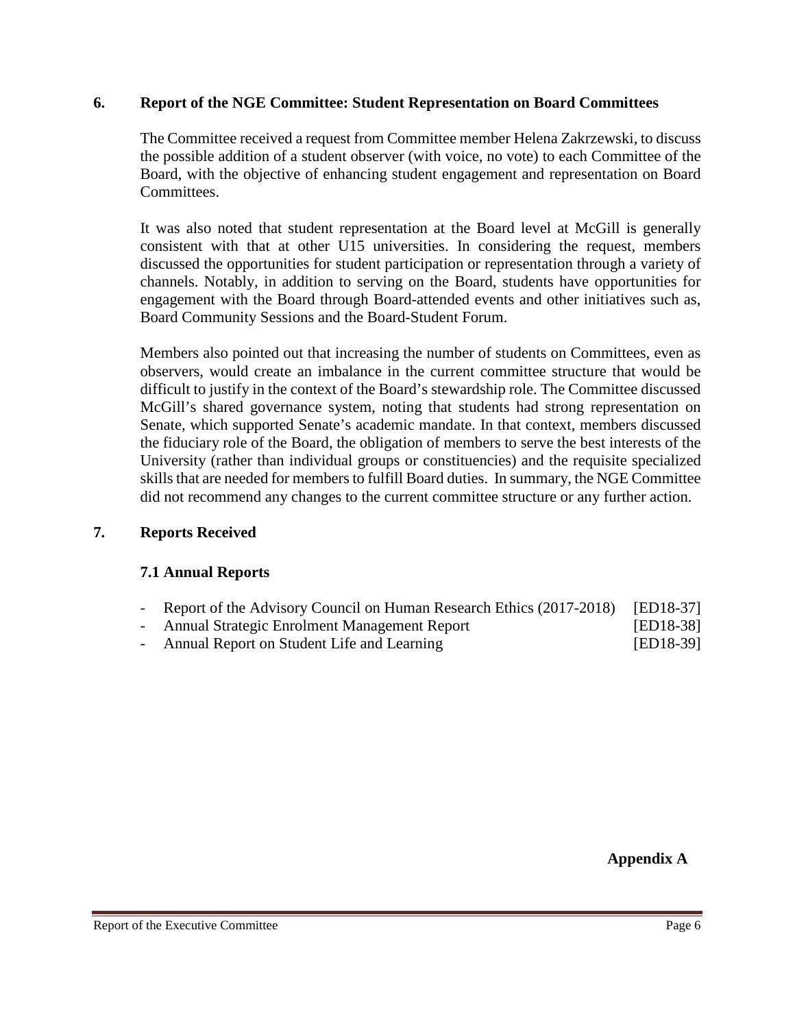## 6. Report of the NGE Committee: Student Representation on Board Committees

The Committee received a request from Committee member Helena Zakrzewski, to discuss the possible addition of a student observer (with voice, no vote) to each Committee of the Board, with the objective of enhancing student engagement and representation on Board Committees.

It was also noted that student representation at the Board level at McGill is generally consistent with that at other U15 universities. In considering the request, members discussed the opportunities for student participation or representation through a variety of channels. Notably, in addition to serving on the Board, students have opportunities for engagement with the Board through Board-attended events and other initiatives such as, Board Community Sessions and the Board-Student Forum.

Members also pointed out that increasing the number of students on Committees, even as observers, would create an imbalance in the current committee structure that would be difficult to justify in the context of the Board's stewardship role. The Committee discussed McGill's shared governance system, noting that students had strong representation on Senate, which supported Senate's academic mandate. In that context, members discussed the fiduciary role of the Board, the obligation of members to serve the best interests of the University (rather than individual groups or constituencies) and the requisite specialized skills that are needed for members to fulfill Board duties. In summary, the NGE Committee did not recommend any changes to the current committee structure or any further action.

## 7. Reports Received

### 7.1 Annual Reports

- Report of the Advisory Council on Human Research Ethics (2017-2018) [ED18-37]
- Annual Strategic Enrolment Management Report [ED18-38]
- Annual Report on Student Life and Learning [ED18-39]

**Appendix A**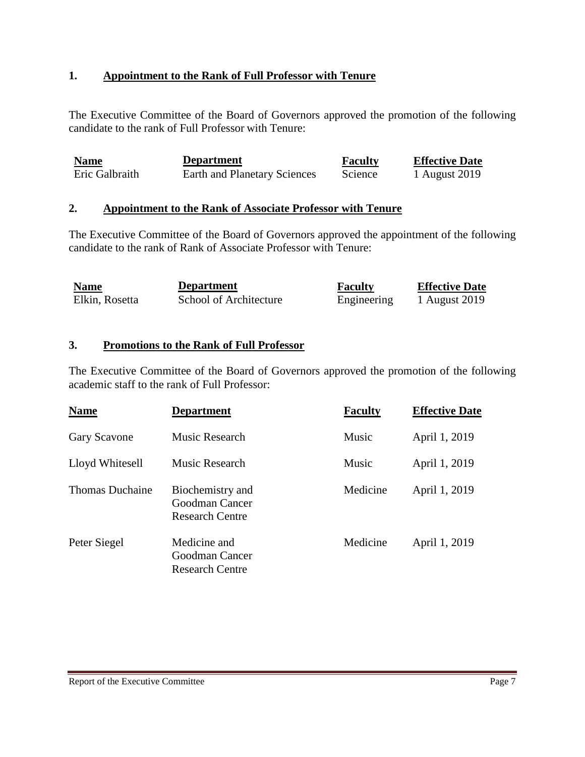## 1. Appointment to the Rank of Full Professor with Tenure

The Executive Committee of the Board of Governors approved the promotion of the following candidate to the rank of Full Professor with Tenure:

| Name | Department | Faculty | Effective Date |
|---|---|---|---|
| Eric Galbraith | Earth and Planetary Sciences | Science | 1 August 2019 |

## 2. Appointment to the Rank of Associate Professor with Tenure

The Executive Committee of the Board of Governors approved the appointment of the following candidate to the rank of Rank of Associate Professor with Tenure:

| Name | Department | Faculty | Effective Date |
|---|---|---|---|
| Elkin, Rosetta | School of Architecture | Engineering | 1 August 2019 |

## 3. Promotions to the Rank of Full Professor

The Executive Committee of the Board of Governors approved the promotion of the following academic staff to the rank of Full Professor:

| Name | Department | Faculty | Effective Date |
|---|---|---|---|
| Gary Scavone | Music Research | Music | April 1, 2019 |
| Lloyd Whitesell | Music Research | Music | April 1, 2019 |
| Thomas Duchaine | Biochemistry and Goodman Cancer Research Centre | Medicine | April 1, 2019 |
| Peter Siegel | Medicine and Goodman Cancer Research Centre | Medicine | April 1, 2019 |